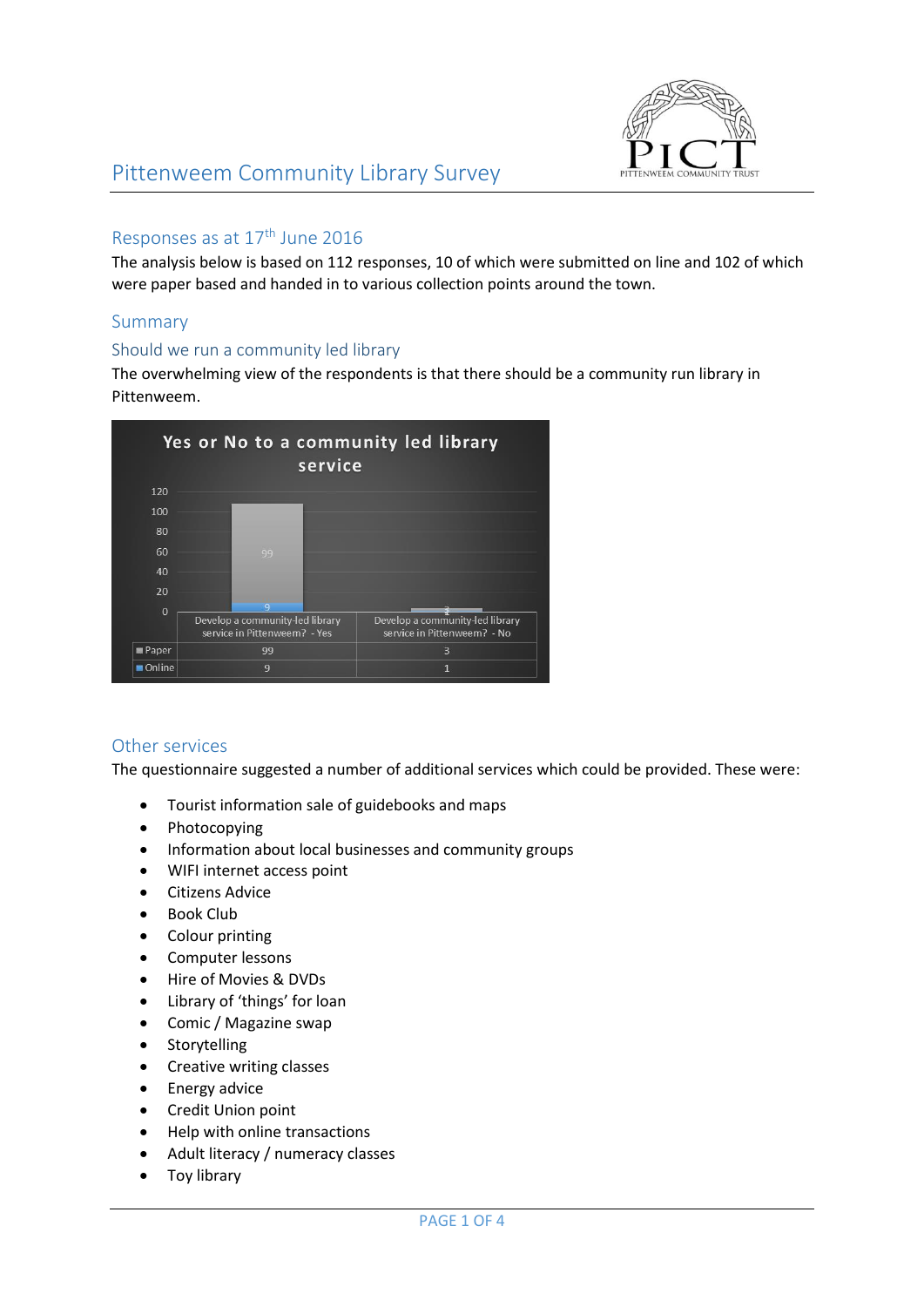# Pittenweem Community Library Survey

## Responses as at 17th June 2016

The analysis below is based on 112 responses, 10 of which were submitted on line and 102 of which were paper based and handed in to various collection points around the town.

## Summary

### Should we run a community led library

The overwhelming view of the respondents is that there should be a community run library in Pittenweem.

**Yes or No to a community led library service**

| | Develop a community-led library service in Pittenweem? - Yes | Develop a community-led library service in Pittenweem? - No |
|---|---|---|
| Paper | 99 | 3 |
| Online | 9 | 1 |

## Other services

The questionnaire suggested a number of additional services which could be provided. These were:

- Tourist information sale of guidebooks and maps
- Photocopying
- Information about local businesses and community groups
- WIFI internet access point
- Citizens Advice
- Book Club
- Colour printing
- Computer lessons
- Hire of Movies & DVDs
- Library of 'things' for loan
- Comic / Magazine swap
- Storytelling
- Creative writing classes
- Energy advice
- Credit Union point
- Help with online transactions
- Adult literacy / numeracy classes
- Toy library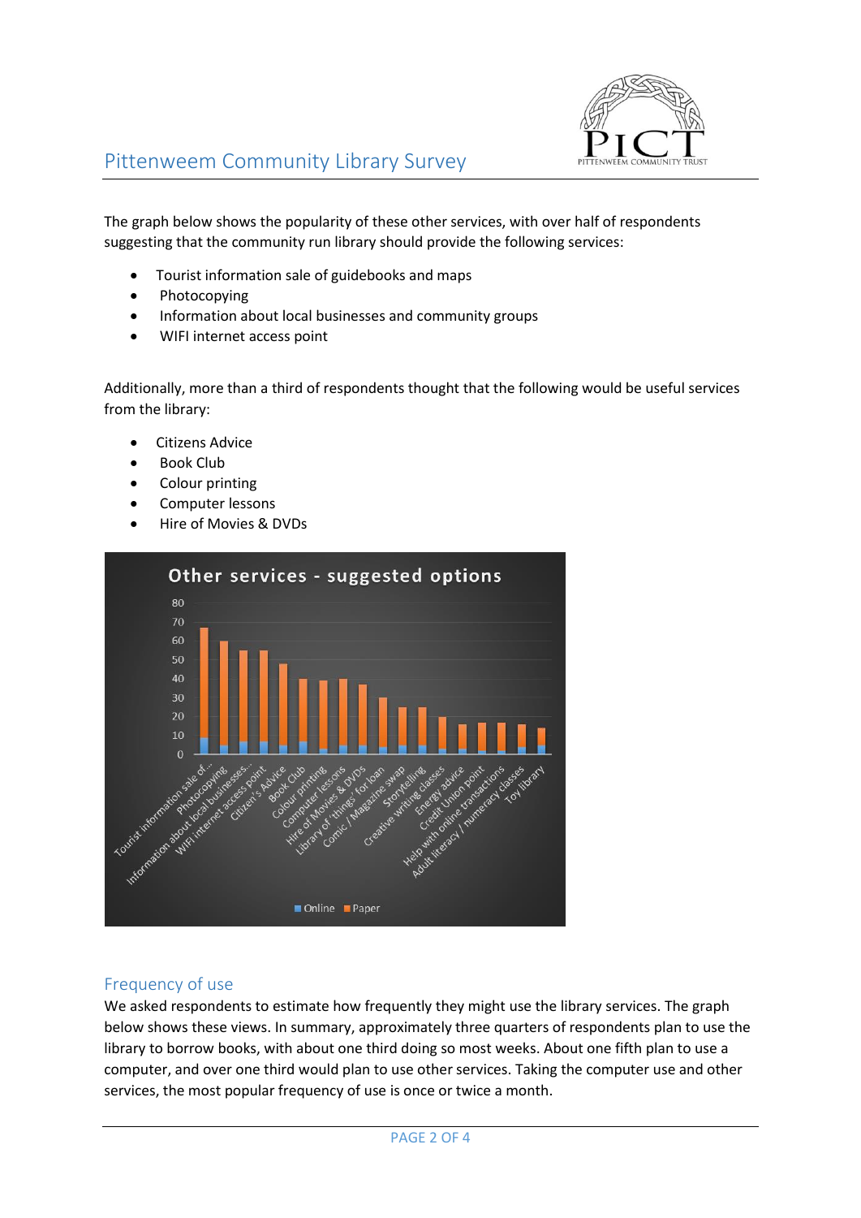The graph below shows the popularity of these other services, with over half of respondents suggesting that the community run library should provide the following services:

- Tourist information sale of guidebooks and maps
- Photocopying
- Information about local businesses and community groups
- WIFI internet access point

Additionally, more than a third of respondents thought that the following would be useful services from the library:

- Citizens Advice
- Book Club
- Colour printing
- Computer lessons
- Hire of Movies & DVDs

## Frequency of use

We asked respondents to estimate how frequently they might use the library services. The graph below shows these views. In summary, approximately three quarters of respondents plan to use the library to borrow books, with about one third doing so most weeks. About one fifth plan to use a computer, and over one third would plan to use other services. Taking the computer use and other services, the most popular frequency of use is once or twice a month.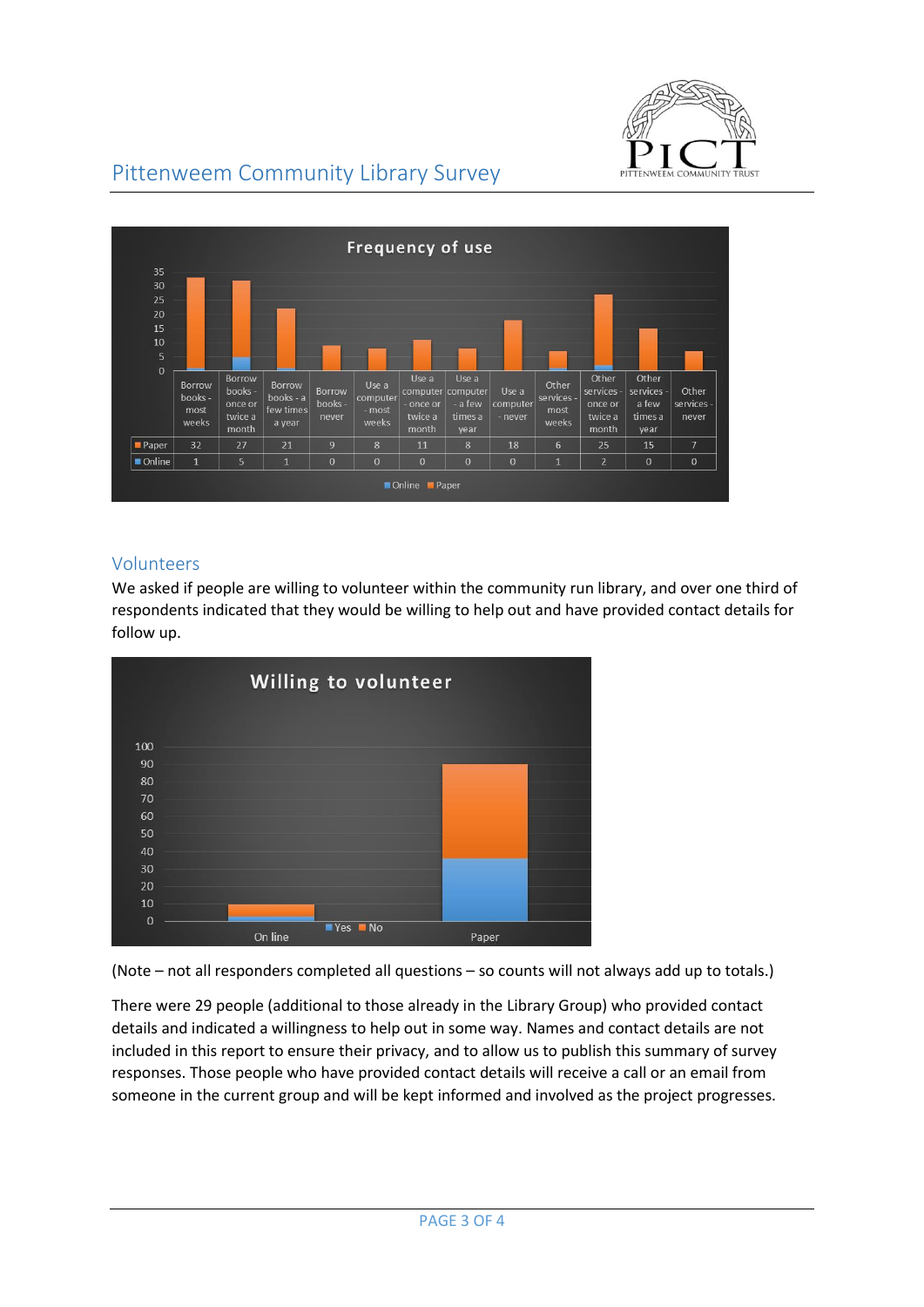## Pittenweem Community Library Survey

**Frequency of use**

| | Borrow books - most weeks | Borrow books - once or twice a month | Borrow books - a few times a year | Borrow books - never | Use a computer - most weeks | Use a computer - once or twice a month | Use a computer - a few times a year | Use a computer - never | Other services - most weeks | Other services - once or twice a month | Other services - a few times a year | Other services - never |
|---|---|---|---|---|---|---|---|---|---|---|---|---|
| Paper | 32 | 27 | 21 | 9 | 8 | 11 | 8 | 18 | 6 | 25 | 15 | 7 |
| Online | 1 | 5 | 1 | 0 | 0 | 0 | 0 | 0 | 1 | 2 | 0 | 0 |

### Volunteers

We asked if people are willing to volunteer within the community run library, and over one third of respondents indicated that they would be willing to help out and have provided contact details for follow up.

**Willing to volunteer**

(Chart: Yes / No responses for On line and Paper)

(Note – not all responders completed all questions – so counts will not always add up to totals.)

There were 29 people (additional to those already in the Library Group) who provided contact details and indicated a willingness to help out in some way. Names and contact details are not included in this report to ensure their privacy, and to allow us to publish this summary of survey responses. Those people who have provided contact details will receive a call or an email from someone in the current group and will be kept informed and involved as the project progresses.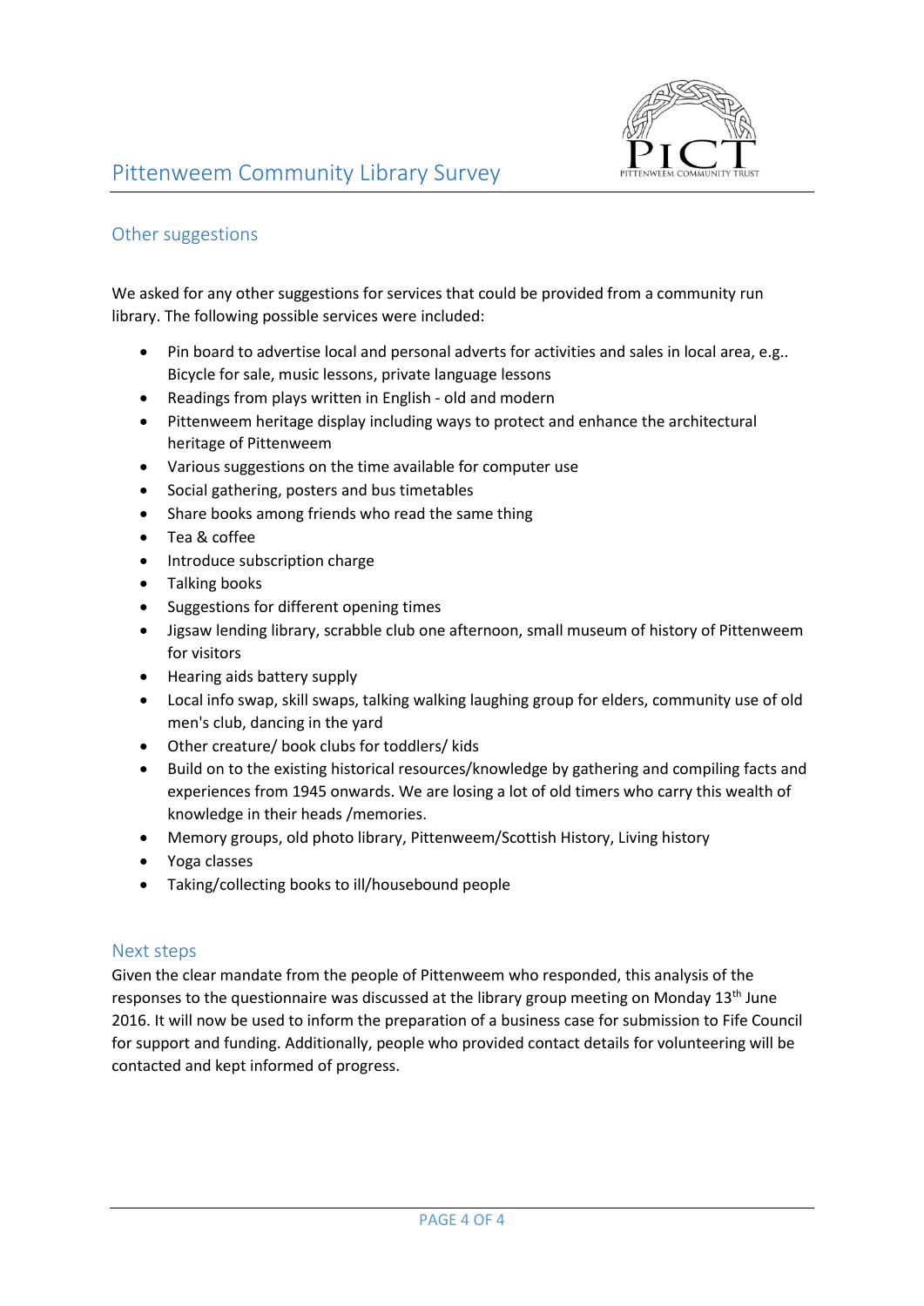## Other suggestions

We asked for any other suggestions for services that could be provided from a community run library. The following possible services were included:

- Pin board to advertise local and personal adverts for activities and sales in local area, e.g.. Bicycle for sale, music lessons, private language lessons
- Readings from plays written in English - old and modern
- Pittenweem heritage display including ways to protect and enhance the architectural heritage of Pittenweem
- Various suggestions on the time available for computer use
- Social gathering, posters and bus timetables
- Share books among friends who read the same thing
- Tea & coffee
- Introduce subscription charge
- Talking books
- Suggestions for different opening times
- Jigsaw lending library, scrabble club one afternoon, small museum of history of Pittenweem for visitors
- Hearing aids battery supply
- Local info swap, skill swaps, talking walking laughing group for elders, community use of old men's club, dancing in the yard
- Other creature/ book clubs for toddlers/ kids
- Build on to the existing historical resources/knowledge by gathering and compiling facts and experiences from 1945 onwards. We are losing a lot of old timers who carry this wealth of knowledge in their heads /memories.
- Memory groups, old photo library, Pittenweem/Scottish History, Living history
- Yoga classes
- Taking/collecting books to ill/housebound people

## Next steps

Given the clear mandate from the people of Pittenweem who responded, this analysis of the responses to the questionnaire was discussed at the library group meeting on Monday 13th June 2016. It will now be used to inform the preparation of a business case for submission to Fife Council for support and funding. Additionally, people who provided contact details for volunteering will be contacted and kept informed of progress.